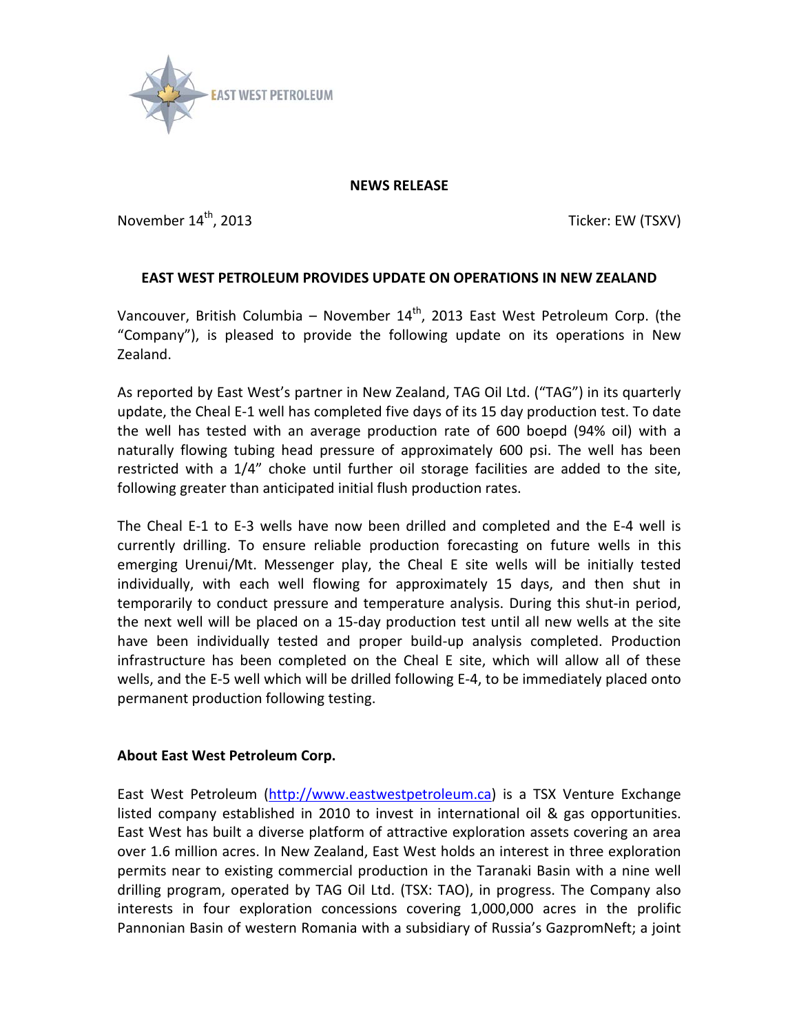EAST WEST PETROLEUM

**NEWS RELEASE**

November 14th, 2013 Ticker: EW (TSXV)

## EAST WEST PETROLEUM PROVIDES UPDATE ON OPERATIONS IN NEW ZEALAND

Vancouver, British Columbia – November 14th, 2013 East West Petroleum Corp. (the "Company"), is pleased to provide the following update on its operations in New Zealand.

As reported by East West's partner in New Zealand, TAG Oil Ltd. ("TAG") in its quarterly update, the Cheal E-1 well has completed five days of its 15 day production test. To date the well has tested with an average production rate of 600 boepd (94% oil) with a naturally flowing tubing head pressure of approximately 600 psi. The well has been restricted with a 1/4" choke until further oil storage facilities are added to the site, following greater than anticipated initial flush production rates.

The Cheal E-1 to E-3 wells have now been drilled and completed and the E-4 well is currently drilling. To ensure reliable production forecasting on future wells in this emerging Urenui/Mt. Messenger play, the Cheal E site wells will be initially tested individually, with each well flowing for approximately 15 days, and then shut in temporarily to conduct pressure and temperature analysis. During this shut-in period, the next well will be placed on a 15-day production test until all new wells at the site have been individually tested and proper build-up analysis completed. Production infrastructure has been completed on the Cheal E site, which will allow all of these wells, and the E-5 well which will be drilled following E-4, to be immediately placed onto permanent production following testing.

**About East West Petroleum Corp.**

East West Petroleum (http://www.eastwestpetroleum.ca) is a TSX Venture Exchange listed company established in 2010 to invest in international oil & gas opportunities. East West has built a diverse platform of attractive exploration assets covering an area over 1.6 million acres. In New Zealand, East West holds an interest in three exploration permits near to existing commercial production in the Taranaki Basin with a nine well drilling program, operated by TAG Oil Ltd. (TSX: TAO), in progress. The Company also interests in four exploration concessions covering 1,000,000 acres in the prolific Pannonian Basin of western Romania with a subsidiary of Russia's GazpromNeft; a joint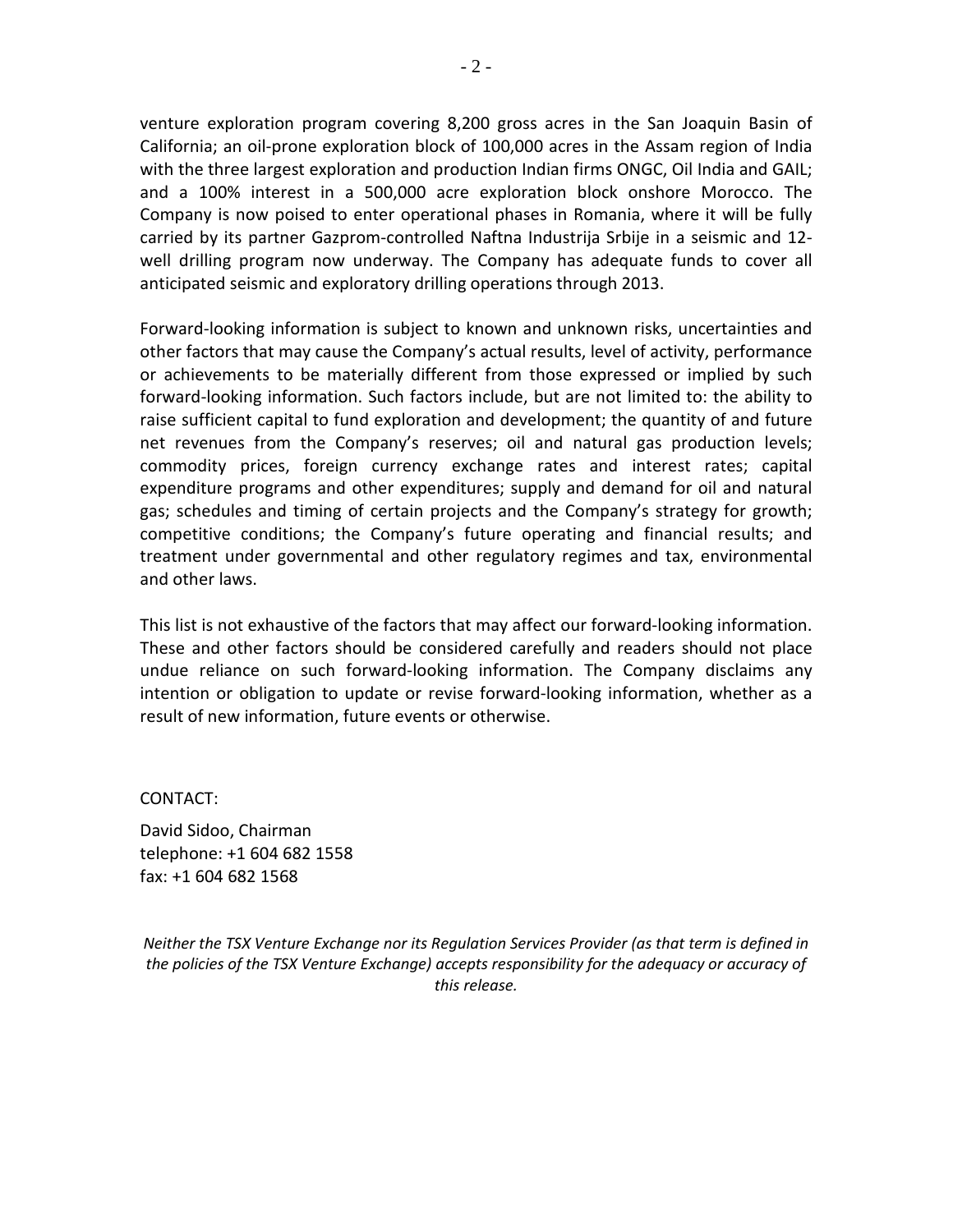venture exploration program covering 8,200 gross acres in the San Joaquin Basin of California; an oil-prone exploration block of 100,000 acres in the Assam region of India with the three largest exploration and production Indian firms ONGC, Oil India and GAIL; and a 100% interest in a 500,000 acre exploration block onshore Morocco. The Company is now poised to enter operational phases in Romania, where it will be fully carried by its partner Gazprom-controlled Naftna Industrija Srbije in a seismic and 12-well drilling program now underway. The Company has adequate funds to cover all anticipated seismic and exploratory drilling operations through 2013.

Forward-looking information is subject to known and unknown risks, uncertainties and other factors that may cause the Company's actual results, level of activity, performance or achievements to be materially different from those expressed or implied by such forward-looking information. Such factors include, but are not limited to: the ability to raise sufficient capital to fund exploration and development; the quantity of and future net revenues from the Company's reserves; oil and natural gas production levels; commodity prices, foreign currency exchange rates and interest rates; capital expenditure programs and other expenditures; supply and demand for oil and natural gas; schedules and timing of certain projects and the Company's strategy for growth; competitive conditions; the Company's future operating and financial results; and treatment under governmental and other regulatory regimes and tax, environmental and other laws.

This list is not exhaustive of the factors that may affect our forward-looking information. These and other factors should be considered carefully and readers should not place undue reliance on such forward-looking information. The Company disclaims any intention or obligation to update or revise forward-looking information, whether as a result of new information, future events or otherwise.

CONTACT:

David Sidoo, Chairman
telephone: +1 604 682 1558
fax: +1 604 682 1568

*Neither the TSX Venture Exchange nor its Regulation Services Provider (as that term is defined in the policies of the TSX Venture Exchange) accepts responsibility for the adequacy or accuracy of this release.*